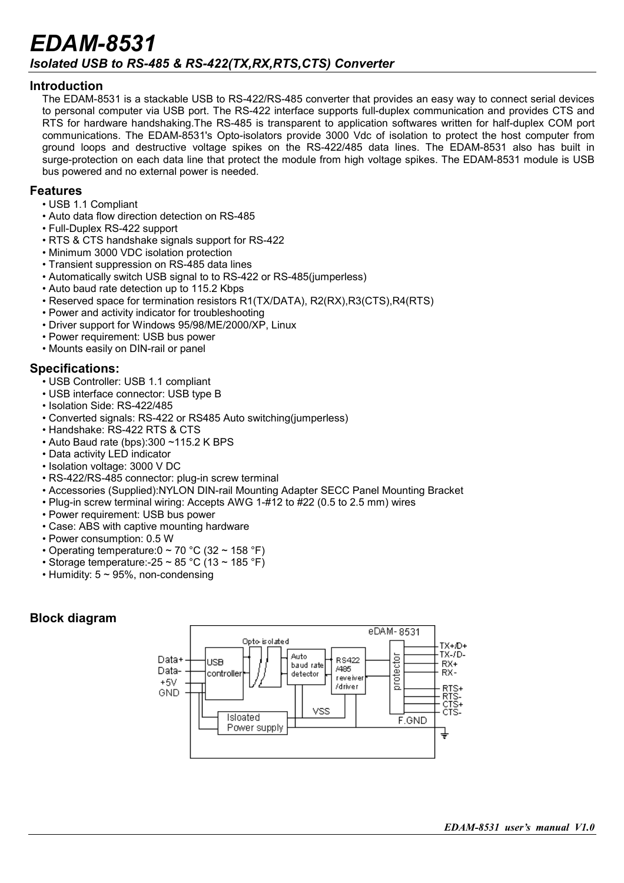# EDAM-8531

### *Isolated USB to RS-485 & RS-422(TX,RX,RTS,CTS) Converter*

## Introduction

The EDAM-8531 is a stackable USB to RS-422/RS-485 converter that provides an easy way to connect serial devices to personal computer via USB port. The RS-422 interface supports full-duplex communication and provides CTS and RTS for hardware handshaking.The RS-485 is transparent to application softwares written for half-duplex COM port communications. The EDAM-8531's Opto-isolators provide 3000 Vdc of isolation to protect the host computer from ground loops and destructive voltage spikes on the RS-422/485 data lines. The EDAM-8531 also has built in surge-protection on each data line that protect the module from high voltage spikes. The EDAM-8531 module is USB bus powered and no external power is needed.

## Features

- USB 1.1 Compliant
- Auto data flow direction detection on RS-485
- Full-Duplex RS-422 support
- RTS & CTS handshake signals support for RS-422
- Minimum 3000 VDC isolation protection
- Transient suppression on RS-485 data lines
- Automatically switch USB signal to to RS-422 or RS-485(jumperless)
- Auto baud rate detection up to 115.2 Kbps
- Reserved space for termination resistors R1(TX/DATA), R2(RX),R3(CTS),R4(RTS)
- Power and activity indicator for troubleshooting
- Driver support for Windows 95/98/ME/2000/XP, Linux
- Power requirement: USB bus power
- Mounts easily on DIN-rail or panel

## Specifications:

- USB Controller: USB 1.1 compliant
- USB interface connector: USB type B
- Isolation Side: RS-422/485
- Converted signals: RS-422 or RS485 Auto switching(jumperless)
- Handshake: RS-422 RTS & CTS
- Auto Baud rate (bps):300 ~115.2 K BPS
- Data activity LED indicator
- Isolation voltage: 3000 V DC
- RS-422/RS-485 connector: plug-in screw terminal
- Accessories (Supplied):NYLON DIN-rail Mounting Adapter SECC Panel Mounting Bracket
- Plug-in screw terminal wiring: Accepts AWG 1-#12 to #22 (0.5 to 2.5 mm) wires
- Power requirement: USB bus power
- Case: ABS with captive mounting hardware
- Power consumption: 0.5 W
- Operating temperature:0 ~ 70 °C (32 ~ 158 °F)
- Storage temperature:-25 ~ 85 °C (13 ~ 185 °F)
- Humidity: 5 ~ 95%, non-condensing

## Block diagram

eDAM-8531

Data+ / Data- / +5V / GND — USB controller — Opto-isolated — Auto baud rate detector — RS422/485 reveiver/driver — protector — TX+/D+, TX-/D-, RX+, RX-, RTS+, RTS-, CTS+, CTS-

Isloated Power supply — VSS — F.GND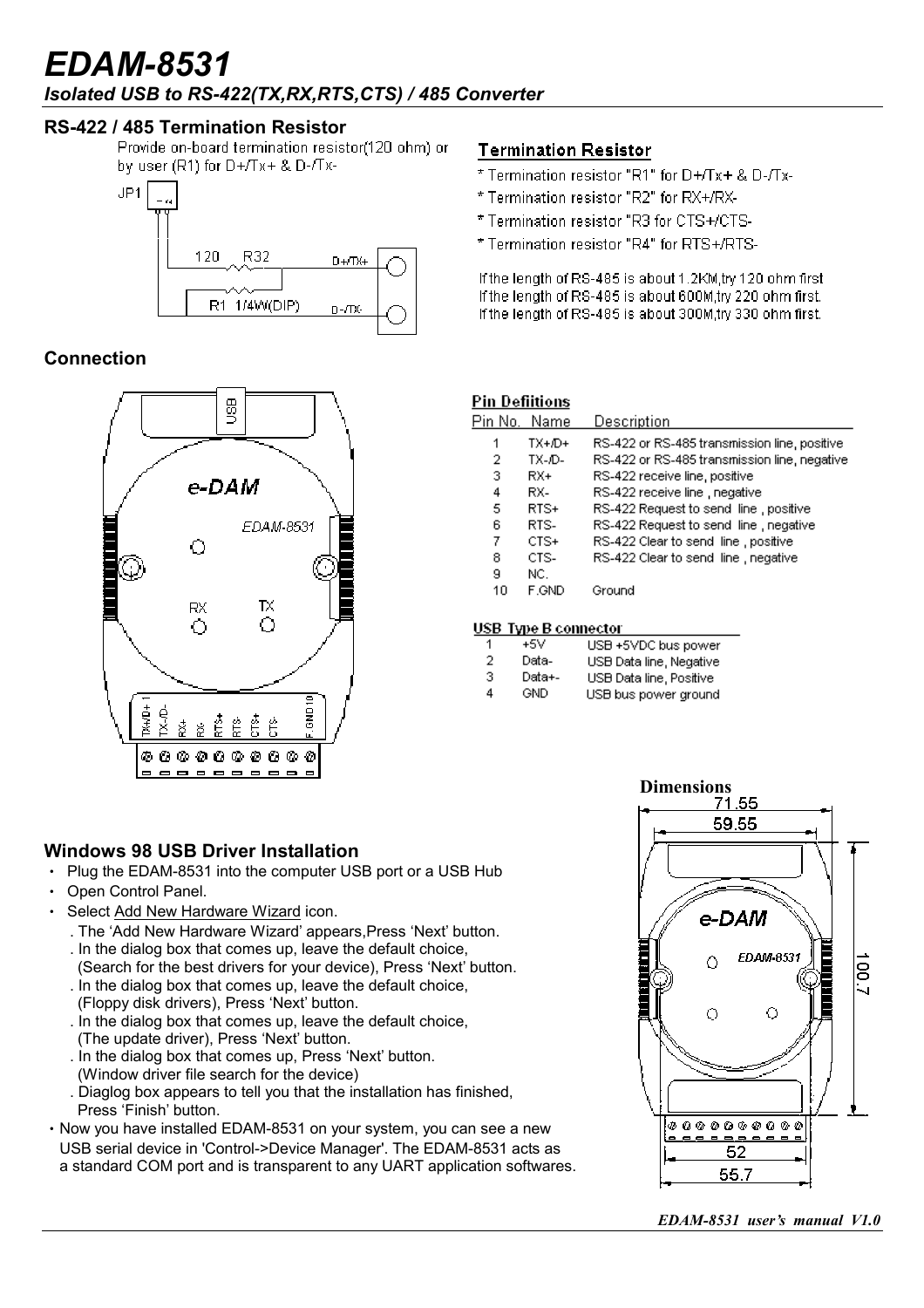# EDAM-8531

*Isolated USB to RS-422(TX,RX,RTS,CTS) / 485 Converter*

## RS-422 / 485 Termination Resistor

Provide on-board termination resistor(120 ohm) or by user (R1) for D+/Tx+ & D-/Tx-

JP1

120 R32

D+/TX+

R1 1/4W(DIP)

D-/TX-

### Termination Resistor

* Termination resistor "R1" for D+/Tx+ & D-/Tx-
* Termination resistor "R2" for RX+/RX-
* Termination resistor "R3 for CTS+/CTS-
* Termination resistor "R4" for RTS+/RTS-

If the length of RS-485 is about 1.2KM,try 120 ohm first
If the length of RS-485 is about 600M,try 220 ohm first.
If the length of RS-485 is about 300M,try 330 ohm first.

## Connection

USB

e-DAM

EDAM-8531

RX TX

TX+/D+ 1 TX-/D- RX+ RX- RTS+ RTS- CTS+ CTS- F.GND 10

### Pin Defiitions

| Pin No. | Name | Description |
|---|---|---|
| 1 | TX+/D+ | RS-422 or RS-485 transmission line, positive |
| 2 | TX-/D- | RS-422 or RS-485 transmission line, negative |
| 3 | RX+ | RS-422 receive line, positive |
| 4 | RX- | RS-422 receive line , negative |
| 5 | RTS+ | RS-422 Request to send line , positive |
| 6 | RTS- | RS-422 Request to send line , negative |
| 7 | CTS+ | RS-422 Clear to send line , positive |
| 8 | CTS- | RS-422 Clear to send line , negative |
| 9 | NC. | |
| 10 | F.GND | Ground |

### USB Type B connector

| | | |
|---|---|---|
| 1 | +5V | USB +5VDC bus power |
| 2 | Data- | USB Data line, Negative |
| 3 | Data+- | USB Data line, Positive |
| 4 | GND | USB bus power ground |

**Dimensions**

71.55

59.55

e-DAM

EDAM-8531

100.7

52

55.7

## Windows 98 USB Driver Installation

- Plug the EDAM-8531 into the computer USB port or a USB Hub
- Open Control Panel.
- Select Add New Hardware Wizard icon.
  - . The 'Add New Hardware Wizard' appears,Press 'Next' button.
  - . In the dialog box that comes up, leave the default choice, (Search for the best drivers for your device), Press 'Next' button.
  - . In the dialog box that comes up, leave the default choice, (Floppy disk drivers), Press 'Next' button.
  - . In the dialog box that comes up, leave the default choice, (The update driver), Press 'Next' button.
  - . In the dialog box that comes up, Press 'Next' button. (Window driver file search for the device)
  - . Diaglog box appears to tell you that the installation has finished, Press 'Finish' button.
- Now you have installed EDAM-8531 on your system, you can see a new USB serial device in 'Control->Device Manager'. The EDAM-8531 acts as a standard COM port and is transparent to any UART application softwares.